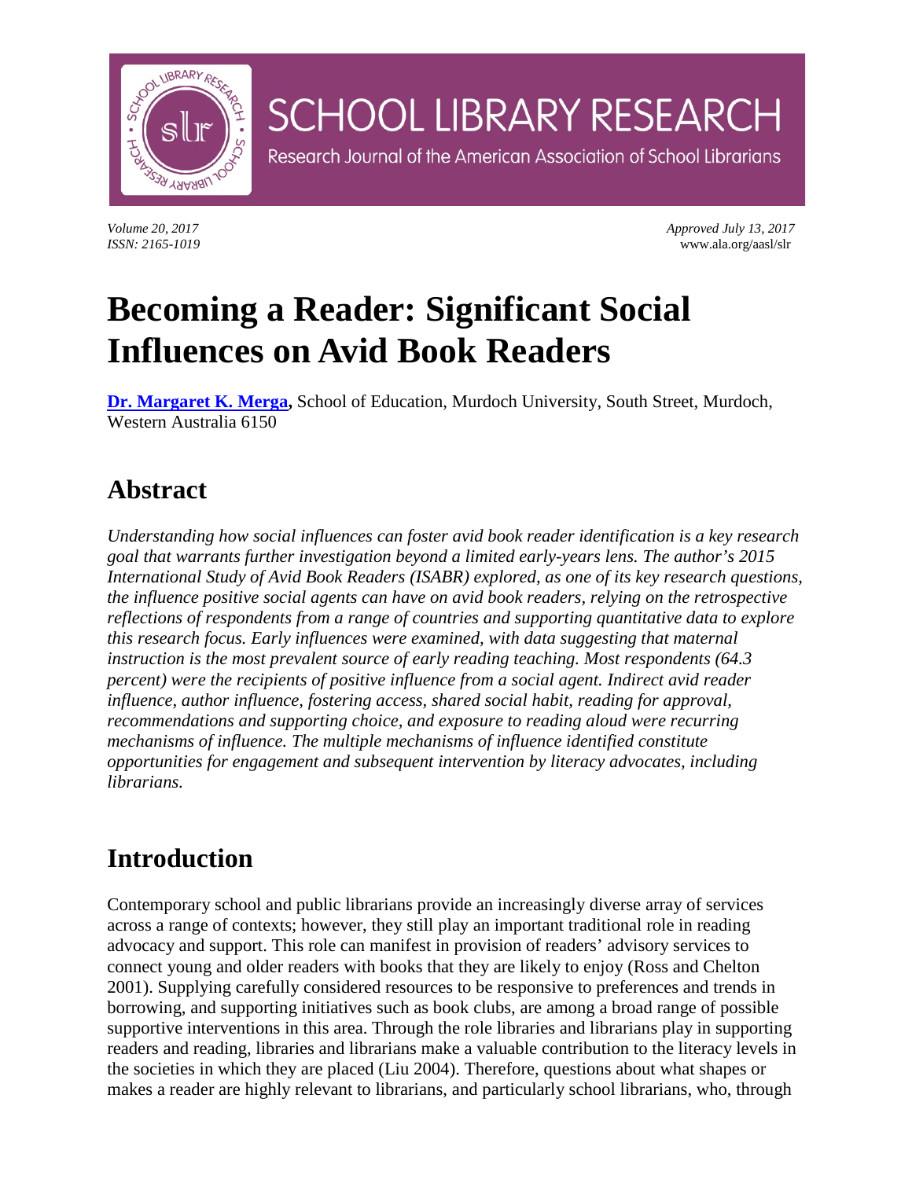# Becoming a Reader: Significant Social Influences on Avid Book Readers

**Dr. Margaret K. Merga,** School of Education, Murdoch University, South Street, Murdoch, Western Australia 6150

## Abstract

*Understanding how social influences can foster avid book reader identification is a key research goal that warrants further investigation beyond a limited early-years lens. The author's 2015 International Study of Avid Book Readers (ISABR) explored, as one of its key research questions, the influence positive social agents can have on avid book readers, relying on the retrospective reflections of respondents from a range of countries and supporting quantitative data to explore this research focus. Early influences were examined, with data suggesting that maternal instruction is the most prevalent source of early reading teaching. Most respondents (64.3 percent) were the recipients of positive influence from a social agent. Indirect avid reader influence, author influence, fostering access, shared social habit, reading for approval, recommendations and supporting choice, and exposure to reading aloud were recurring mechanisms of influence. The multiple mechanisms of influence identified constitute opportunities for engagement and subsequent intervention by literacy advocates, including librarians.*

## Introduction

Contemporary school and public librarians provide an increasingly diverse array of services across a range of contexts; however, they still play an important traditional role in reading advocacy and support. This role can manifest in provision of readers' advisory services to connect young and older readers with books that they are likely to enjoy (Ross and Chelton 2001). Supplying carefully considered resources to be responsive to preferences and trends in borrowing, and supporting initiatives such as book clubs, are among a broad range of possible supportive interventions in this area. Through the role libraries and librarians play in supporting readers and reading, libraries and librarians make a valuable contribution to the literacy levels in the societies in which they are placed (Liu 2004). Therefore, questions about what shapes or makes a reader are highly relevant to librarians, and particularly school librarians, who, through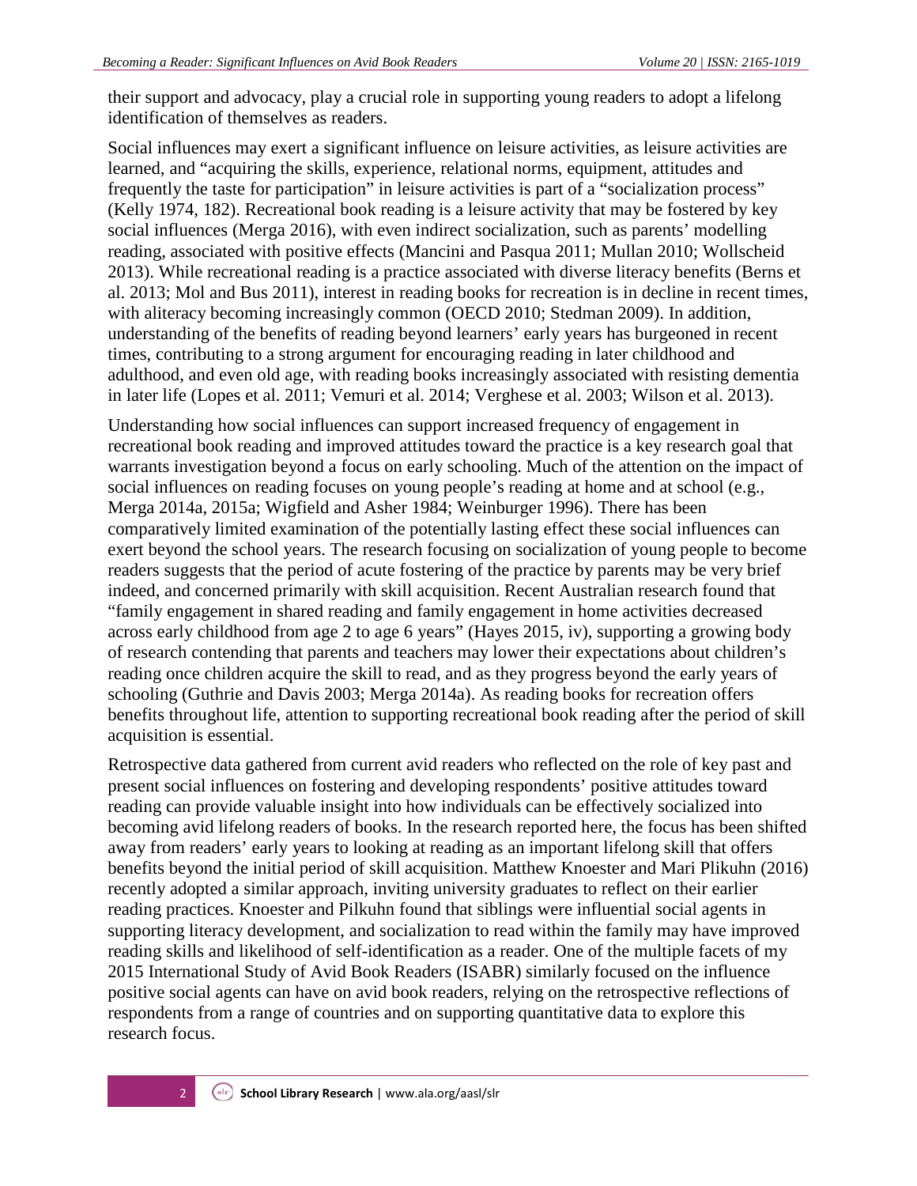their support and advocacy, play a crucial role in supporting young readers to adopt a lifelong identification of themselves as readers.

Social influences may exert a significant influence on leisure activities, as leisure activities are learned, and "acquiring the skills, experience, relational norms, equipment, attitudes and frequently the taste for participation" in leisure activities is part of a "socialization process" (Kelly 1974, 182). Recreational book reading is a leisure activity that may be fostered by key social influences (Merga 2016), with even indirect socialization, such as parents' modelling reading, associated with positive effects (Mancini and Pasqua 2011; Mullan 2010; Wollscheid 2013). While recreational reading is a practice associated with diverse literacy benefits (Berns et al. 2013; Mol and Bus 2011), interest in reading books for recreation is in decline in recent times, with aliteracy becoming increasingly common (OECD 2010; Stedman 2009). In addition, understanding of the benefits of reading beyond learners' early years has burgeoned in recent times, contributing to a strong argument for encouraging reading in later childhood and adulthood, and even old age, with reading books increasingly associated with resisting dementia in later life (Lopes et al. 2011; Vemuri et al. 2014; Verghese et al. 2003; Wilson et al. 2013).

Understanding how social influences can support increased frequency of engagement in recreational book reading and improved attitudes toward the practice is a key research goal that warrants investigation beyond a focus on early schooling. Much of the attention on the impact of social influences on reading focuses on young people's reading at home and at school (e.g., Merga 2014a, 2015a; Wigfield and Asher 1984; Weinburger 1996). There has been comparatively limited examination of the potentially lasting effect these social influences can exert beyond the school years. The research focusing on socialization of young people to become readers suggests that the period of acute fostering of the practice by parents may be very brief indeed, and concerned primarily with skill acquisition. Recent Australian research found that "family engagement in shared reading and family engagement in home activities decreased across early childhood from age 2 to age 6 years" (Hayes 2015, iv), supporting a growing body of research contending that parents and teachers may lower their expectations about children's reading once children acquire the skill to read, and as they progress beyond the early years of schooling (Guthrie and Davis 2003; Merga 2014a). As reading books for recreation offers benefits throughout life, attention to supporting recreational book reading after the period of skill acquisition is essential.

Retrospective data gathered from current avid readers who reflected on the role of key past and present social influences on fostering and developing respondents' positive attitudes toward reading can provide valuable insight into how individuals can be effectively socialized into becoming avid lifelong readers of books. In the research reported here, the focus has been shifted away from readers' early years to looking at reading as an important lifelong skill that offers benefits beyond the initial period of skill acquisition. Matthew Knoester and Mari Plikuhn (2016) recently adopted a similar approach, inviting university graduates to reflect on their earlier reading practices. Knoester and Pilkuhn found that siblings were influential social agents in supporting literacy development, and socialization to read within the family may have improved reading skills and likelihood of self-identification as a reader. One of the multiple facets of my 2015 International Study of Avid Book Readers (ISABR) similarly focused on the influence positive social agents can have on avid book readers, relying on the retrospective reflections of respondents from a range of countries and on supporting quantitative data to explore this research focus.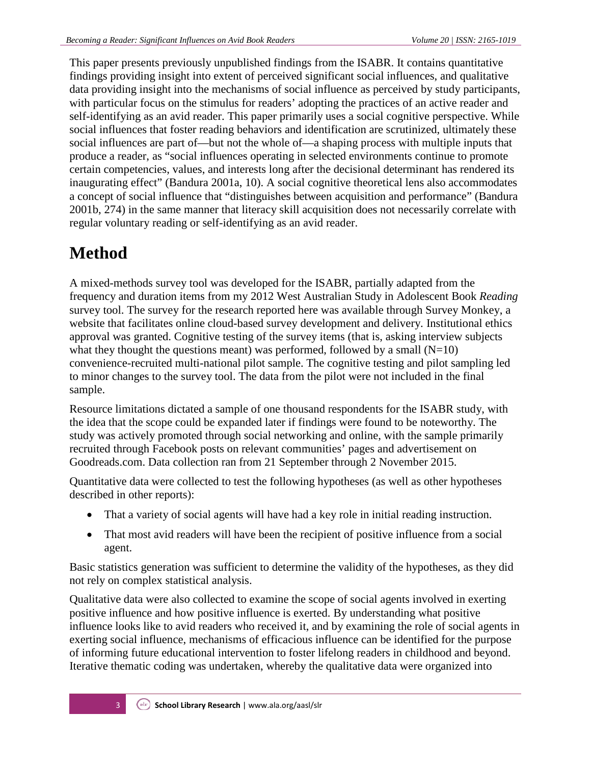This paper presents previously unpublished findings from the ISABR. It contains quantitative findings providing insight into extent of perceived significant social influences, and qualitative data providing insight into the mechanisms of social influence as perceived by study participants, with particular focus on the stimulus for readers' adopting the practices of an active reader and self-identifying as an avid reader. This paper primarily uses a social cognitive perspective. While social influences that foster reading behaviors and identification are scrutinized, ultimately these social influences are part of—but not the whole of—a shaping process with multiple inputs that produce a reader, as "social influences operating in selected environments continue to promote certain competencies, values, and interests long after the decisional determinant has rendered its inaugurating effect" (Bandura 2001a, 10). A social cognitive theoretical lens also accommodates a concept of social influence that "distinguishes between acquisition and performance" (Bandura 2001b, 274) in the same manner that literacy skill acquisition does not necessarily correlate with regular voluntary reading or self-identifying as an avid reader.

# Method

A mixed-methods survey tool was developed for the ISABR, partially adapted from the frequency and duration items from my 2012 West Australian Study in Adolescent Book *Reading* survey tool. The survey for the research reported here was available through Survey Monkey, a website that facilitates online cloud-based survey development and delivery. Institutional ethics approval was granted. Cognitive testing of the survey items (that is, asking interview subjects what they thought the questions meant) was performed, followed by a small (N=10) convenience-recruited multi-national pilot sample. The cognitive testing and pilot sampling led to minor changes to the survey tool. The data from the pilot were not included in the final sample.

Resource limitations dictated a sample of one thousand respondents for the ISABR study, with the idea that the scope could be expanded later if findings were found to be noteworthy. The study was actively promoted through social networking and online, with the sample primarily recruited through Facebook posts on relevant communities' pages and advertisement on Goodreads.com. Data collection ran from 21 September through 2 November 2015.

Quantitative data were collected to test the following hypotheses (as well as other hypotheses described in other reports):

- That a variety of social agents will have had a key role in initial reading instruction.
- That most avid readers will have been the recipient of positive influence from a social agent.

Basic statistics generation was sufficient to determine the validity of the hypotheses, as they did not rely on complex statistical analysis.

Qualitative data were also collected to examine the scope of social agents involved in exerting positive influence and how positive influence is exerted. By understanding what positive influence looks like to avid readers who received it, and by examining the role of social agents in exerting social influence, mechanisms of efficacious influence can be identified for the purpose of informing future educational intervention to foster lifelong readers in childhood and beyond. Iterative thematic coding was undertaken, whereby the qualitative data were organized into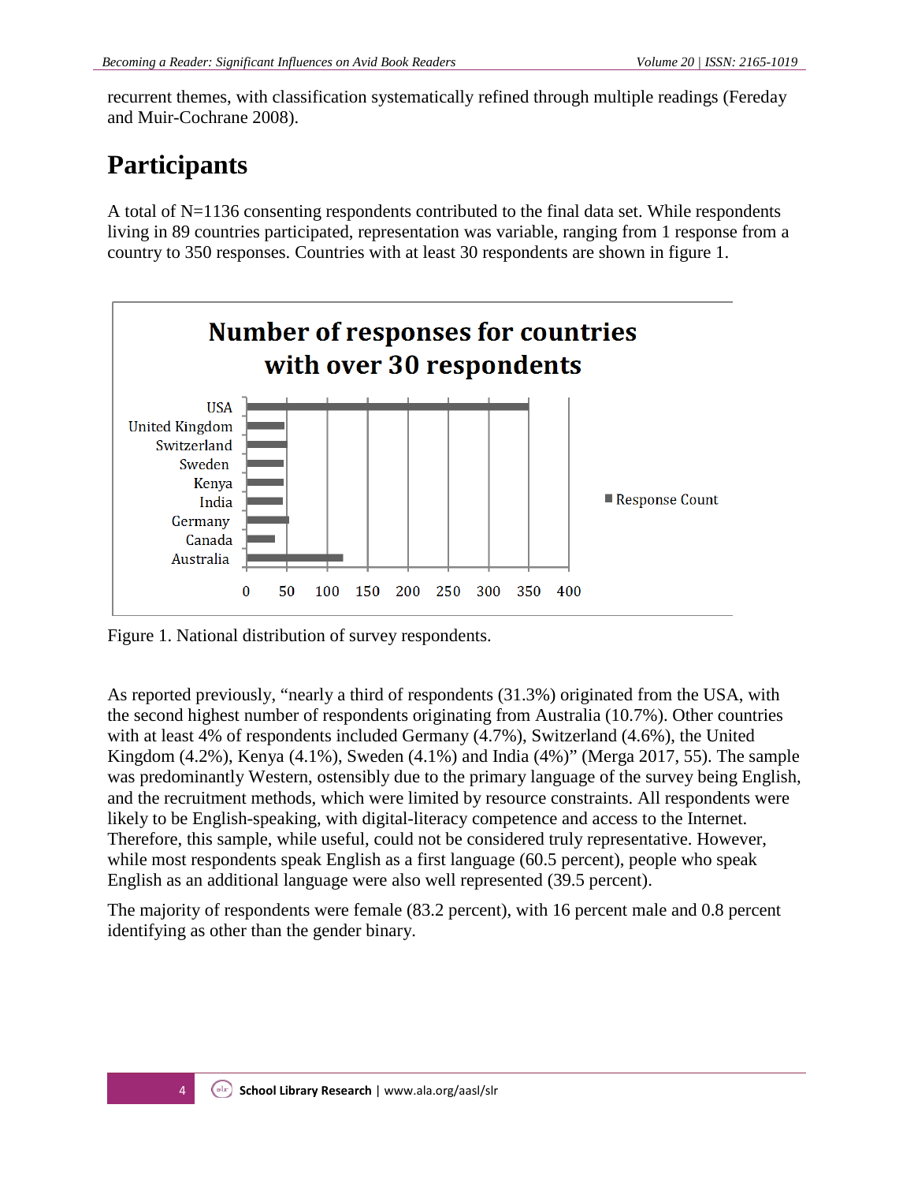recurrent themes, with classification systematically refined through multiple readings (Fereday and Muir-Cochrane 2008).

## Participants

A total of N=1136 consenting respondents contributed to the final data set. While respondents living in 89 countries participated, representation was variable, ranging from 1 response from a country to 350 responses. Countries with at least 30 respondents are shown in figure 1.

Figure 1. National distribution of survey respondents.

As reported previously, "nearly a third of respondents (31.3%) originated from the USA, with the second highest number of respondents originating from Australia (10.7%). Other countries with at least 4% of respondents included Germany (4.7%), Switzerland (4.6%), the United Kingdom (4.2%), Kenya (4.1%), Sweden (4.1%) and India (4%)" (Merga 2017, 55). The sample was predominantly Western, ostensibly due to the primary language of the survey being English, and the recruitment methods, which were limited by resource constraints. All respondents were likely to be English-speaking, with digital-literacy competence and access to the Internet. Therefore, this sample, while useful, could not be considered truly representative. However, while most respondents speak English as a first language (60.5 percent), people who speak English as an additional language were also well represented (39.5 percent).

The majority of respondents were female (83.2 percent), with 16 percent male and 0.8 percent identifying as other than the gender binary.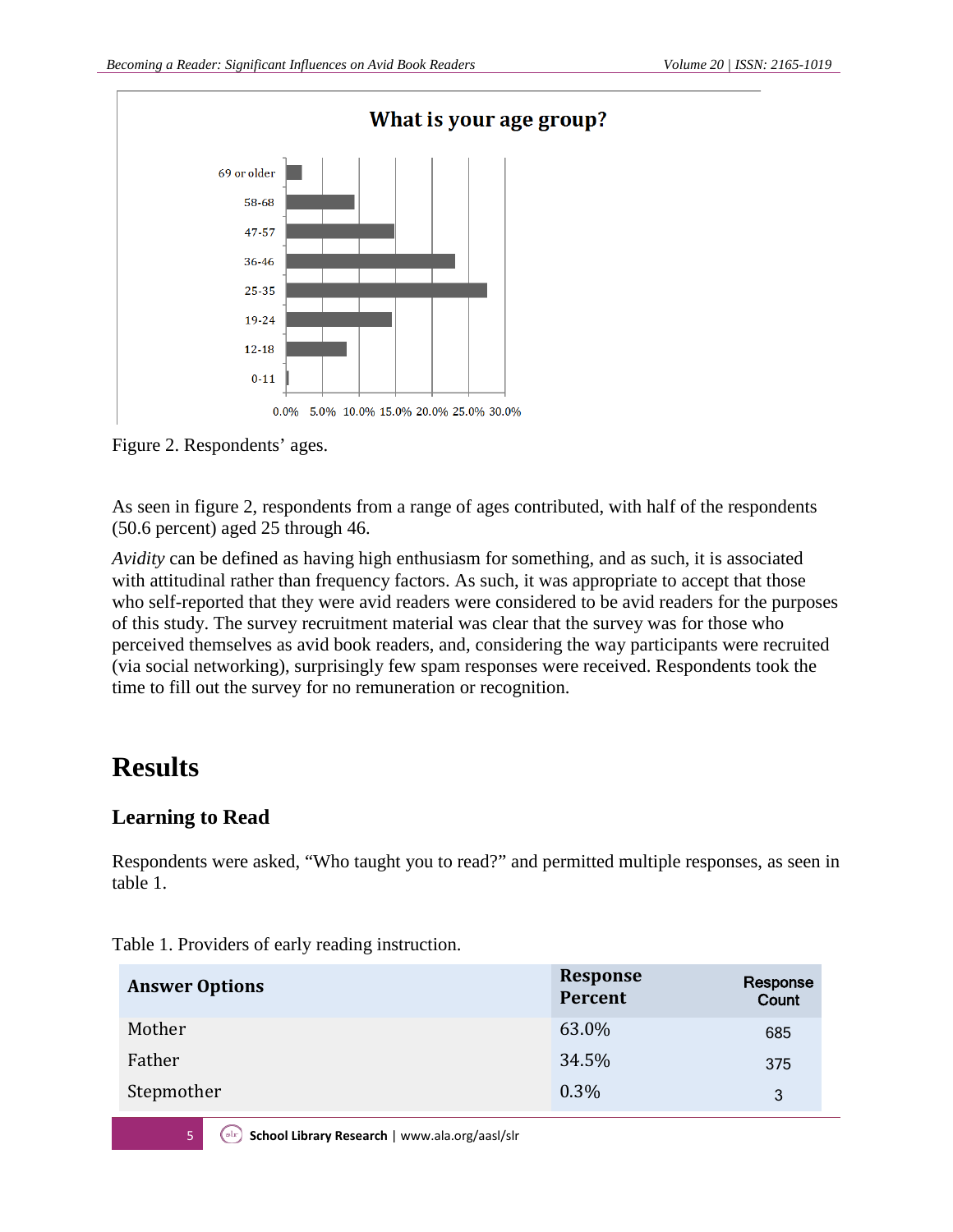Figure 2. Respondents' ages.

As seen in figure 2, respondents from a range of ages contributed, with half of the respondents (50.6 percent) aged 25 through 46.

*Avidity* can be defined as having high enthusiasm for something, and as such, it is associated with attitudinal rather than frequency factors. As such, it was appropriate to accept that those who self-reported that they were avid readers were considered to be avid readers for the purposes of this study. The survey recruitment material was clear that the survey was for those who perceived themselves as avid book readers, and, considering the way participants were recruited (via social networking), surprisingly few spam responses were received. Respondents took the time to fill out the survey for no remuneration or recognition.

# Results

## Learning to Read

Respondents were asked, "Who taught you to read?" and permitted multiple responses, as seen in table 1.

Table 1. Providers of early reading instruction.

| Answer Options | Response Percent | Response Count |
|---|---|---|
| Mother | 63.0% | 685 |
| Father | 34.5% | 375 |
| Stepmother | 0.3% | 3 |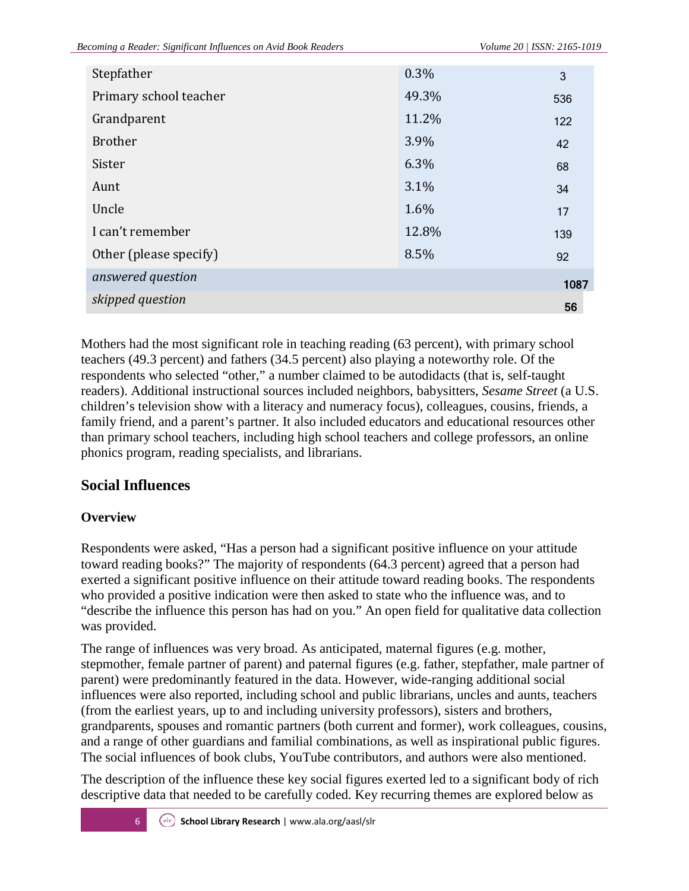| | | |
|---|---|---|
| Stepfather | 0.3% | 3 |
| Primary school teacher | 49.3% | 536 |
| Grandparent | 11.2% | 122 |
| Brother | 3.9% | 42 |
| Sister | 6.3% | 68 |
| Aunt | 3.1% | 34 |
| Uncle | 1.6% | 17 |
| I can't remember | 12.8% | 139 |
| Other (please specify) | 8.5% | 92 |
| *answered question* | | 1087 |
| *skipped question* | | 56 |

Mothers had the most significant role in teaching reading (63 percent), with primary school teachers (49.3 percent) and fathers (34.5 percent) also playing a noteworthy role. Of the respondents who selected "other," a number claimed to be autodidacts (that is, self-taught readers). Additional instructional sources included neighbors, babysitters, *Sesame Street* (a U.S. children's television show with a literacy and numeracy focus), colleagues, cousins, friends, a family friend, and a parent's partner. It also included educators and educational resources other than primary school teachers, including high school teachers and college professors, an online phonics program, reading specialists, and librarians.

## Social Influences

### Overview

Respondents were asked, "Has a person had a significant positive influence on your attitude toward reading books?" The majority of respondents (64.3 percent) agreed that a person had exerted a significant positive influence on their attitude toward reading books. The respondents who provided a positive indication were then asked to state who the influence was, and to "describe the influence this person has had on you." An open field for qualitative data collection was provided.

The range of influences was very broad. As anticipated, maternal figures (e.g. mother, stepmother, female partner of parent) and paternal figures (e.g. father, stepfather, male partner of parent) were predominantly featured in the data. However, wide-ranging additional social influences were also reported, including school and public librarians, uncles and aunts, teachers (from the earliest years, up to and including university professors), sisters and brothers, grandparents, spouses and romantic partners (both current and former), work colleagues, cousins, and a range of other guardians and familial combinations, as well as inspirational public figures. The social influences of book clubs, YouTube contributors, and authors were also mentioned.

The description of the influence these key social figures exerted led to a significant body of rich descriptive data that needed to be carefully coded. Key recurring themes are explored below as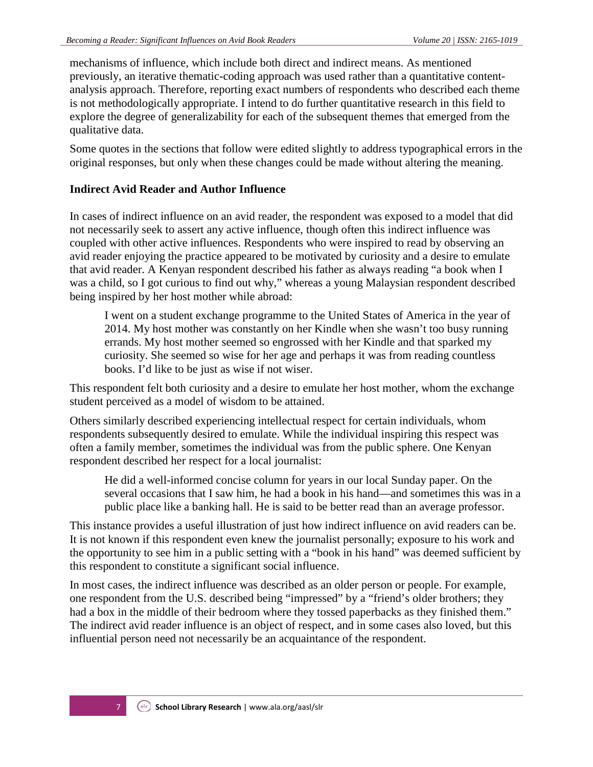mechanisms of influence, which include both direct and indirect means. As mentioned previously, an iterative thematic-coding approach was used rather than a quantitative content-analysis approach. Therefore, reporting exact numbers of respondents who described each theme is not methodologically appropriate. I intend to do further quantitative research in this field to explore the degree of generalizability for each of the subsequent themes that emerged from the qualitative data.

Some quotes in the sections that follow were edited slightly to address typographical errors in the original responses, but only when these changes could be made without altering the meaning.

### Indirect Avid Reader and Author Influence

In cases of indirect influence on an avid reader, the respondent was exposed to a model that did not necessarily seek to assert any active influence, though often this indirect influence was coupled with other active influences. Respondents who were inspired to read by observing an avid reader enjoying the practice appeared to be motivated by curiosity and a desire to emulate that avid reader. A Kenyan respondent described his father as always reading "a book when I was a child, so I got curious to find out why," whereas a young Malaysian respondent described being inspired by her host mother while abroad:

> I went on a student exchange programme to the United States of America in the year of 2014. My host mother was constantly on her Kindle when she wasn't too busy running errands. My host mother seemed so engrossed with her Kindle and that sparked my curiosity. She seemed so wise for her age and perhaps it was from reading countless books. I'd like to be just as wise if not wiser.

This respondent felt both curiosity and a desire to emulate her host mother, whom the exchange student perceived as a model of wisdom to be attained.

Others similarly described experiencing intellectual respect for certain individuals, whom respondents subsequently desired to emulate. While the individual inspiring this respect was often a family member, sometimes the individual was from the public sphere. One Kenyan respondent described her respect for a local journalist:

> He did a well-informed concise column for years in our local Sunday paper. On the several occasions that I saw him, he had a book in his hand—and sometimes this was in a public place like a banking hall. He is said to be better read than an average professor.

This instance provides a useful illustration of just how indirect influence on avid readers can be. It is not known if this respondent even knew the journalist personally; exposure to his work and the opportunity to see him in a public setting with a "book in his hand" was deemed sufficient by this respondent to constitute a significant social influence.

In most cases, the indirect influence was described as an older person or people. For example, one respondent from the U.S. described being "impressed" by a "friend's older brothers; they had a box in the middle of their bedroom where they tossed paperbacks as they finished them." The indirect avid reader influence is an object of respect, and in some cases also loved, but this influential person need not necessarily be an acquaintance of the respondent.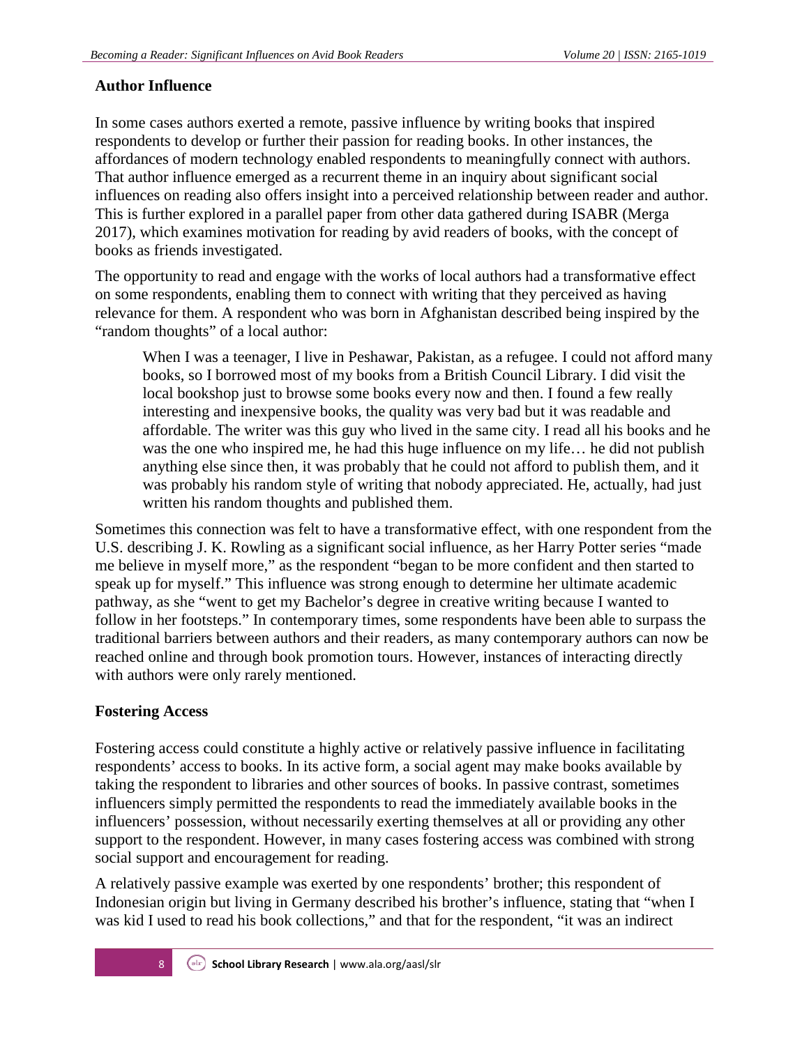### Author Influence

In some cases authors exerted a remote, passive influence by writing books that inspired respondents to develop or further their passion for reading books. In other instances, the affordances of modern technology enabled respondents to meaningfully connect with authors. That author influence emerged as a recurrent theme in an inquiry about significant social influences on reading also offers insight into a perceived relationship between reader and author. This is further explored in a parallel paper from other data gathered during ISABR (Merga 2017), which examines motivation for reading by avid readers of books, with the concept of books as friends investigated.

The opportunity to read and engage with the works of local authors had a transformative effect on some respondents, enabling them to connect with writing that they perceived as having relevance for them. A respondent who was born in Afghanistan described being inspired by the "random thoughts" of a local author:

> When I was a teenager, I live in Peshawar, Pakistan, as a refugee. I could not afford many books, so I borrowed most of my books from a British Council Library. I did visit the local bookshop just to browse some books every now and then. I found a few really interesting and inexpensive books, the quality was very bad but it was readable and affordable. The writer was this guy who lived in the same city. I read all his books and he was the one who inspired me, he had this huge influence on my life… he did not publish anything else since then, it was probably that he could not afford to publish them, and it was probably his random style of writing that nobody appreciated. He, actually, had just written his random thoughts and published them.

Sometimes this connection was felt to have a transformative effect, with one respondent from the U.S. describing J. K. Rowling as a significant social influence, as her Harry Potter series "made me believe in myself more," as the respondent "began to be more confident and then started to speak up for myself." This influence was strong enough to determine her ultimate academic pathway, as she "went to get my Bachelor's degree in creative writing because I wanted to follow in her footsteps." In contemporary times, some respondents have been able to surpass the traditional barriers between authors and their readers, as many contemporary authors can now be reached online and through book promotion tours. However, instances of interacting directly with authors were only rarely mentioned.

### Fostering Access

Fostering access could constitute a highly active or relatively passive influence in facilitating respondents' access to books. In its active form, a social agent may make books available by taking the respondent to libraries and other sources of books. In passive contrast, sometimes influencers simply permitted the respondents to read the immediately available books in the influencers' possession, without necessarily exerting themselves at all or providing any other support to the respondent. However, in many cases fostering access was combined with strong social support and encouragement for reading.

A relatively passive example was exerted by one respondents' brother; this respondent of Indonesian origin but living in Germany described his brother's influence, stating that "when I was kid I used to read his book collections," and that for the respondent, "it was an indirect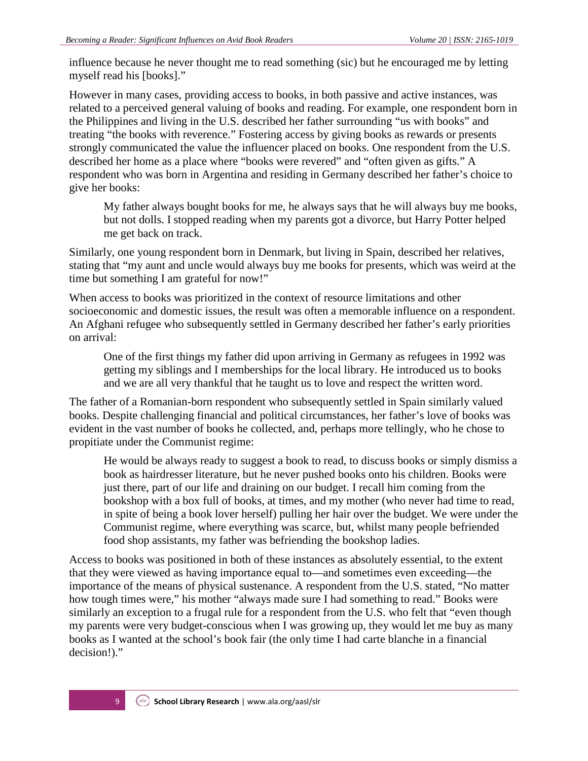influence because he never thought me to read something (sic) but he encouraged me by letting myself read his [books]."

However in many cases, providing access to books, in both passive and active instances, was related to a perceived general valuing of books and reading. For example, one respondent born in the Philippines and living in the U.S. described her father surrounding "us with books" and treating "the books with reverence." Fostering access by giving books as rewards or presents strongly communicated the value the influencer placed on books. One respondent from the U.S. described her home as a place where "books were revered" and "often given as gifts." A respondent who was born in Argentina and residing in Germany described her father's choice to give her books:

> My father always bought books for me, he always says that he will always buy me books, but not dolls. I stopped reading when my parents got a divorce, but Harry Potter helped me get back on track.

Similarly, one young respondent born in Denmark, but living in Spain, described her relatives, stating that "my aunt and uncle would always buy me books for presents, which was weird at the time but something I am grateful for now!"

When access to books was prioritized in the context of resource limitations and other socioeconomic and domestic issues, the result was often a memorable influence on a respondent. An Afghani refugee who subsequently settled in Germany described her father's early priorities on arrival:

> One of the first things my father did upon arriving in Germany as refugees in 1992 was getting my siblings and I memberships for the local library. He introduced us to books and we are all very thankful that he taught us to love and respect the written word.

The father of a Romanian-born respondent who subsequently settled in Spain similarly valued books. Despite challenging financial and political circumstances, her father's love of books was evident in the vast number of books he collected, and, perhaps more tellingly, who he chose to propitiate under the Communist regime:

> He would be always ready to suggest a book to read, to discuss books or simply dismiss a book as hairdresser literature, but he never pushed books onto his children. Books were just there, part of our life and draining on our budget. I recall him coming from the bookshop with a box full of books, at times, and my mother (who never had time to read, in spite of being a book lover herself) pulling her hair over the budget. We were under the Communist regime, where everything was scarce, but, whilst many people befriended food shop assistants, my father was befriending the bookshop ladies.

Access to books was positioned in both of these instances as absolutely essential, to the extent that they were viewed as having importance equal to—and sometimes even exceeding—the importance of the means of physical sustenance. A respondent from the U.S. stated, "No matter how tough times were," his mother "always made sure I had something to read." Books were similarly an exception to a frugal rule for a respondent from the U.S. who felt that "even though my parents were very budget-conscious when I was growing up, they would let me buy as many books as I wanted at the school's book fair (the only time I had carte blanche in a financial decision!)."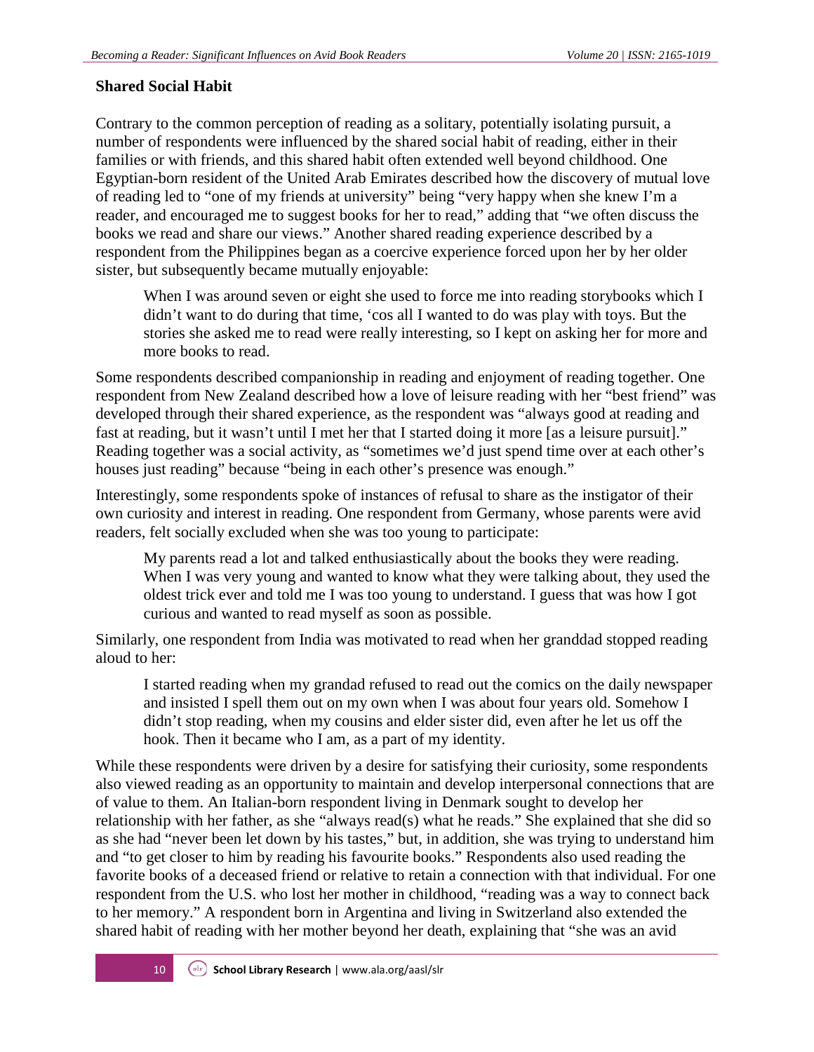### Shared Social Habit

Contrary to the common perception of reading as a solitary, potentially isolating pursuit, a number of respondents were influenced by the shared social habit of reading, either in their families or with friends, and this shared habit often extended well beyond childhood. One Egyptian-born resident of the United Arab Emirates described how the discovery of mutual love of reading led to "one of my friends at university" being "very happy when she knew I'm a reader, and encouraged me to suggest books for her to read," adding that "we often discuss the books we read and share our views." Another shared reading experience described by a respondent from the Philippines began as a coercive experience forced upon her by her older sister, but subsequently became mutually enjoyable:

> When I was around seven or eight she used to force me into reading storybooks which I didn't want to do during that time, 'cos all I wanted to do was play with toys. But the stories she asked me to read were really interesting, so I kept on asking her for more and more books to read.

Some respondents described companionship in reading and enjoyment of reading together. One respondent from New Zealand described how a love of leisure reading with her "best friend" was developed through their shared experience, as the respondent was "always good at reading and fast at reading, but it wasn't until I met her that I started doing it more [as a leisure pursuit]." Reading together was a social activity, as "sometimes we'd just spend time over at each other's houses just reading" because "being in each other's presence was enough."

Interestingly, some respondents spoke of instances of refusal to share as the instigator of their own curiosity and interest in reading. One respondent from Germany, whose parents were avid readers, felt socially excluded when she was too young to participate:

> My parents read a lot and talked enthusiastically about the books they were reading. When I was very young and wanted to know what they were talking about, they used the oldest trick ever and told me I was too young to understand. I guess that was how I got curious and wanted to read myself as soon as possible.

Similarly, one respondent from India was motivated to read when her granddad stopped reading aloud to her:

> I started reading when my grandad refused to read out the comics on the daily newspaper and insisted I spell them out on my own when I was about four years old. Somehow I didn't stop reading, when my cousins and elder sister did, even after he let us off the hook. Then it became who I am, as a part of my identity.

While these respondents were driven by a desire for satisfying their curiosity, some respondents also viewed reading as an opportunity to maintain and develop interpersonal connections that are of value to them. An Italian-born respondent living in Denmark sought to develop her relationship with her father, as she "always read(s) what he reads." She explained that she did so as she had "never been let down by his tastes," but, in addition, she was trying to understand him and "to get closer to him by reading his favourite books." Respondents also used reading the favorite books of a deceased friend or relative to retain a connection with that individual. For one respondent from the U.S. who lost her mother in childhood, "reading was a way to connect back to her memory." A respondent born in Argentina and living in Switzerland also extended the shared habit of reading with her mother beyond her death, explaining that "she was an avid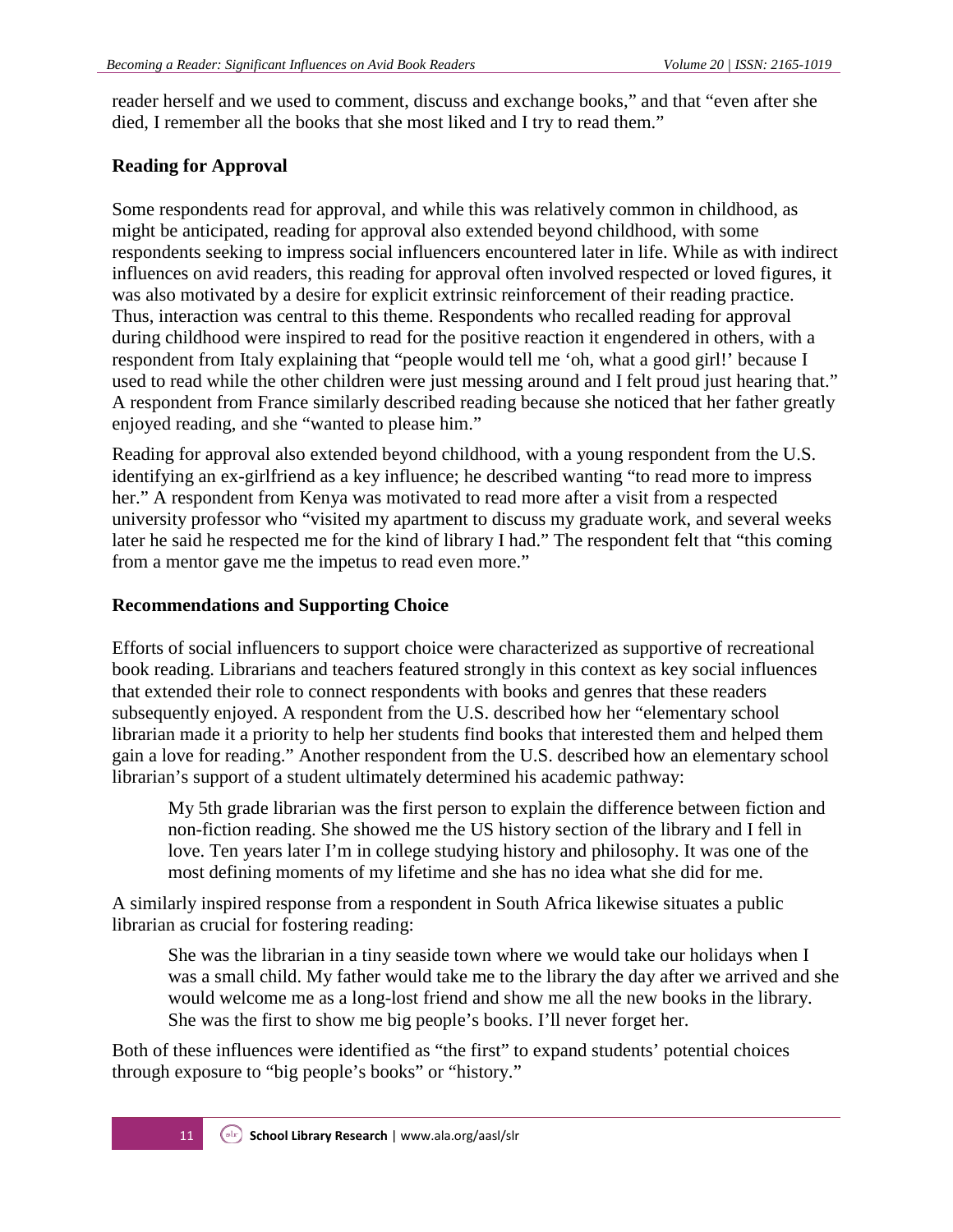reader herself and we used to comment, discuss and exchange books," and that "even after she died, I remember all the books that she most liked and I try to read them."

### Reading for Approval

Some respondents read for approval, and while this was relatively common in childhood, as might be anticipated, reading for approval also extended beyond childhood, with some respondents seeking to impress social influencers encountered later in life. While as with indirect influences on avid readers, this reading for approval often involved respected or loved figures, it was also motivated by a desire for explicit extrinsic reinforcement of their reading practice. Thus, interaction was central to this theme. Respondents who recalled reading for approval during childhood were inspired to read for the positive reaction it engendered in others, with a respondent from Italy explaining that "people would tell me 'oh, what a good girl!' because I used to read while the other children were just messing around and I felt proud just hearing that." A respondent from France similarly described reading because she noticed that her father greatly enjoyed reading, and she "wanted to please him."

Reading for approval also extended beyond childhood, with a young respondent from the U.S. identifying an ex-girlfriend as a key influence; he described wanting "to read more to impress her." A respondent from Kenya was motivated to read more after a visit from a respected university professor who "visited my apartment to discuss my graduate work, and several weeks later he said he respected me for the kind of library I had." The respondent felt that "this coming from a mentor gave me the impetus to read even more."

### Recommendations and Supporting Choice

Efforts of social influencers to support choice were characterized as supportive of recreational book reading. Librarians and teachers featured strongly in this context as key social influences that extended their role to connect respondents with books and genres that these readers subsequently enjoyed. A respondent from the U.S. described how her "elementary school librarian made it a priority to help her students find books that interested them and helped them gain a love for reading." Another respondent from the U.S. described how an elementary school librarian's support of a student ultimately determined his academic pathway:

> My 5th grade librarian was the first person to explain the difference between fiction and non-fiction reading. She showed me the US history section of the library and I fell in love. Ten years later I'm in college studying history and philosophy. It was one of the most defining moments of my lifetime and she has no idea what she did for me.

A similarly inspired response from a respondent in South Africa likewise situates a public librarian as crucial for fostering reading:

> She was the librarian in a tiny seaside town where we would take our holidays when I was a small child. My father would take me to the library the day after we arrived and she would welcome me as a long-lost friend and show me all the new books in the library. She was the first to show me big people's books. I'll never forget her.

Both of these influences were identified as "the first" to expand students' potential choices through exposure to "big people's books" or "history."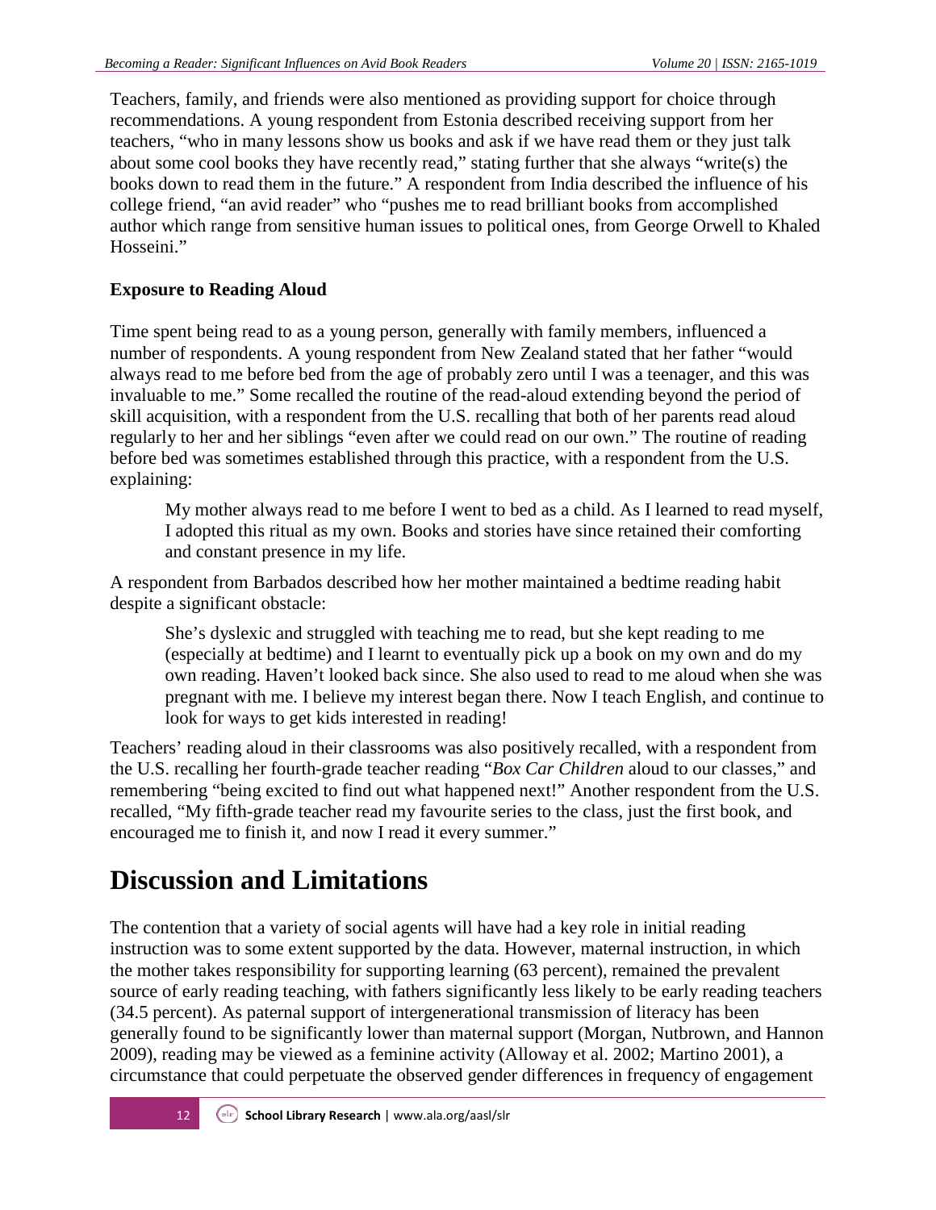Teachers, family, and friends were also mentioned as providing support for choice through recommendations. A young respondent from Estonia described receiving support from her teachers, "who in many lessons show us books and ask if we have read them or they just talk about some cool books they have recently read," stating further that she always "write(s) the books down to read them in the future." A respondent from India described the influence of his college friend, "an avid reader" who "pushes me to read brilliant books from accomplished author which range from sensitive human issues to political ones, from George Orwell to Khaled Hosseini."

**Exposure to Reading Aloud**

Time spent being read to as a young person, generally with family members, influenced a number of respondents. A young respondent from New Zealand stated that her father "would always read to me before bed from the age of probably zero until I was a teenager, and this was invaluable to me." Some recalled the routine of the read-aloud extending beyond the period of skill acquisition, with a respondent from the U.S. recalling that both of her parents read aloud regularly to her and her siblings "even after we could read on our own." The routine of reading before bed was sometimes established through this practice, with a respondent from the U.S. explaining:

> My mother always read to me before I went to bed as a child. As I learned to read myself, I adopted this ritual as my own. Books and stories have since retained their comforting and constant presence in my life.

A respondent from Barbados described how her mother maintained a bedtime reading habit despite a significant obstacle:

> She's dyslexic and struggled with teaching me to read, but she kept reading to me (especially at bedtime) and I learnt to eventually pick up a book on my own and do my own reading. Haven't looked back since. She also used to read to me aloud when she was pregnant with me. I believe my interest began there. Now I teach English, and continue to look for ways to get kids interested in reading!

Teachers' reading aloud in their classrooms was also positively recalled, with a respondent from the U.S. recalling her fourth-grade teacher reading "*Box Car Children* aloud to our classes," and remembering "being excited to find out what happened next!" Another respondent from the U.S. recalled, "My fifth-grade teacher read my favourite series to the class, just the first book, and encouraged me to finish it, and now I read it every summer."

# Discussion and Limitations

The contention that a variety of social agents will have had a key role in initial reading instruction was to some extent supported by the data. However, maternal instruction, in which the mother takes responsibility for supporting learning (63 percent), remained the prevalent source of early reading teaching, with fathers significantly less likely to be early reading teachers (34.5 percent). As paternal support of intergenerational transmission of literacy has been generally found to be significantly lower than maternal support (Morgan, Nutbrown, and Hannon 2009), reading may be viewed as a feminine activity (Alloway et al. 2002; Martino 2001), a circumstance that could perpetuate the observed gender differences in frequency of engagement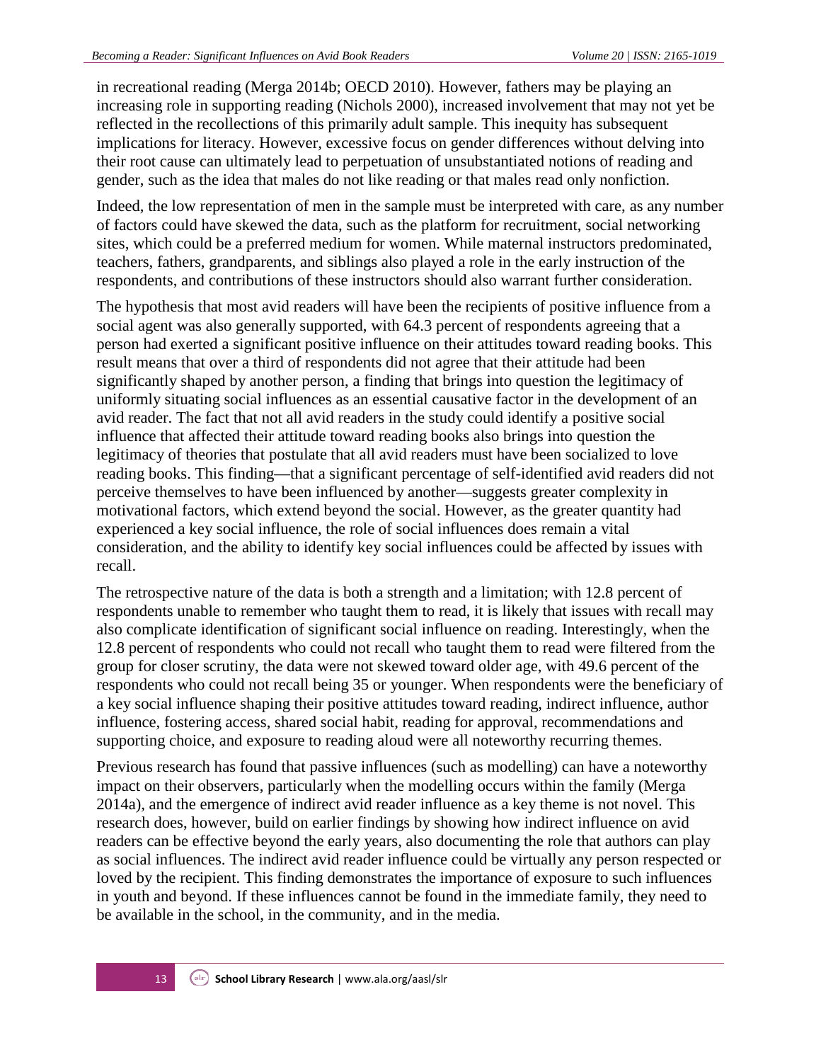in recreational reading (Merga 2014b; OECD 2010). However, fathers may be playing an increasing role in supporting reading (Nichols 2000), increased involvement that may not yet be reflected in the recollections of this primarily adult sample. This inequity has subsequent implications for literacy. However, excessive focus on gender differences without delving into their root cause can ultimately lead to perpetuation of unsubstantiated notions of reading and gender, such as the idea that males do not like reading or that males read only nonfiction.

Indeed, the low representation of men in the sample must be interpreted with care, as any number of factors could have skewed the data, such as the platform for recruitment, social networking sites, which could be a preferred medium for women. While maternal instructors predominated, teachers, fathers, grandparents, and siblings also played a role in the early instruction of the respondents, and contributions of these instructors should also warrant further consideration.

The hypothesis that most avid readers will have been the recipients of positive influence from a social agent was also generally supported, with 64.3 percent of respondents agreeing that a person had exerted a significant positive influence on their attitudes toward reading books. This result means that over a third of respondents did not agree that their attitude had been significantly shaped by another person, a finding that brings into question the legitimacy of uniformly situating social influences as an essential causative factor in the development of an avid reader. The fact that not all avid readers in the study could identify a positive social influence that affected their attitude toward reading books also brings into question the legitimacy of theories that postulate that all avid readers must have been socialized to love reading books. This finding—that a significant percentage of self-identified avid readers did not perceive themselves to have been influenced by another—suggests greater complexity in motivational factors, which extend beyond the social. However, as the greater quantity had experienced a key social influence, the role of social influences does remain a vital consideration, and the ability to identify key social influences could be affected by issues with recall.

The retrospective nature of the data is both a strength and a limitation; with 12.8 percent of respondents unable to remember who taught them to read, it is likely that issues with recall may also complicate identification of significant social influence on reading. Interestingly, when the 12.8 percent of respondents who could not recall who taught them to read were filtered from the group for closer scrutiny, the data were not skewed toward older age, with 49.6 percent of the respondents who could not recall being 35 or younger. When respondents were the beneficiary of a key social influence shaping their positive attitudes toward reading, indirect influence, author influence, fostering access, shared social habit, reading for approval, recommendations and supporting choice, and exposure to reading aloud were all noteworthy recurring themes.

Previous research has found that passive influences (such as modelling) can have a noteworthy impact on their observers, particularly when the modelling occurs within the family (Merga 2014a), and the emergence of indirect avid reader influence as a key theme is not novel. This research does, however, build on earlier findings by showing how indirect influence on avid readers can be effective beyond the early years, also documenting the role that authors can play as social influences. The indirect avid reader influence could be virtually any person respected or loved by the recipient. This finding demonstrates the importance of exposure to such influences in youth and beyond. If these influences cannot be found in the immediate family, they need to be available in the school, in the community, and in the media.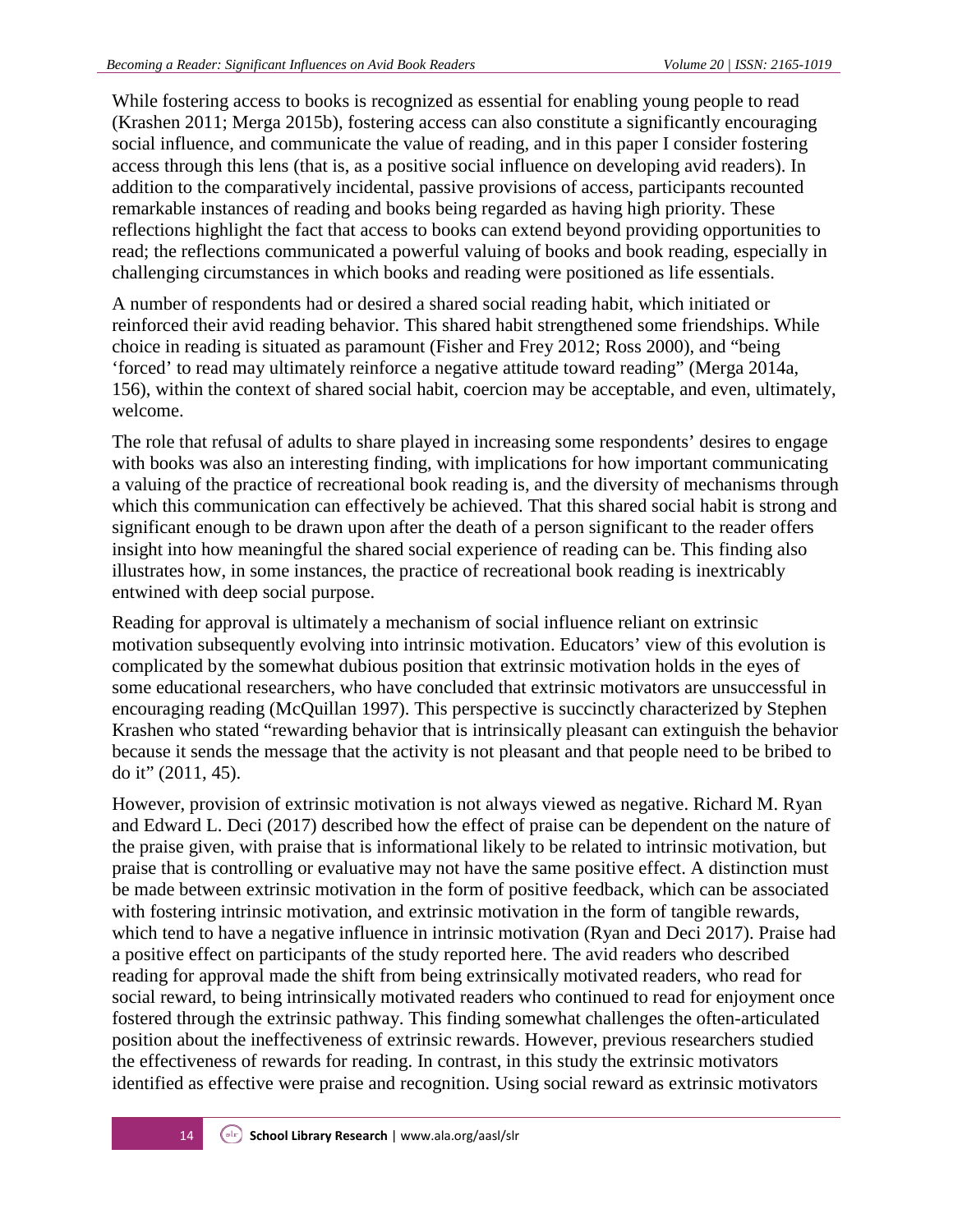While fostering access to books is recognized as essential for enabling young people to read (Krashen 2011; Merga 2015b), fostering access can also constitute a significantly encouraging social influence, and communicate the value of reading, and in this paper I consider fostering access through this lens (that is, as a positive social influence on developing avid readers). In addition to the comparatively incidental, passive provisions of access, participants recounted remarkable instances of reading and books being regarded as having high priority. These reflections highlight the fact that access to books can extend beyond providing opportunities to read; the reflections communicated a powerful valuing of books and book reading, especially in challenging circumstances in which books and reading were positioned as life essentials.

A number of respondents had or desired a shared social reading habit, which initiated or reinforced their avid reading behavior. This shared habit strengthened some friendships. While choice in reading is situated as paramount (Fisher and Frey 2012; Ross 2000), and "being 'forced' to read may ultimately reinforce a negative attitude toward reading" (Merga 2014a, 156), within the context of shared social habit, coercion may be acceptable, and even, ultimately, welcome.

The role that refusal of adults to share played in increasing some respondents' desires to engage with books was also an interesting finding, with implications for how important communicating a valuing of the practice of recreational book reading is, and the diversity of mechanisms through which this communication can effectively be achieved. That this shared social habit is strong and significant enough to be drawn upon after the death of a person significant to the reader offers insight into how meaningful the shared social experience of reading can be. This finding also illustrates how, in some instances, the practice of recreational book reading is inextricably entwined with deep social purpose.

Reading for approval is ultimately a mechanism of social influence reliant on extrinsic motivation subsequently evolving into intrinsic motivation. Educators' view of this evolution is complicated by the somewhat dubious position that extrinsic motivation holds in the eyes of some educational researchers, who have concluded that extrinsic motivators are unsuccessful in encouraging reading (McQuillan 1997). This perspective is succinctly characterized by Stephen Krashen who stated "rewarding behavior that is intrinsically pleasant can extinguish the behavior because it sends the message that the activity is not pleasant and that people need to be bribed to do it" (2011, 45).

However, provision of extrinsic motivation is not always viewed as negative. Richard M. Ryan and Edward L. Deci (2017) described how the effect of praise can be dependent on the nature of the praise given, with praise that is informational likely to be related to intrinsic motivation, but praise that is controlling or evaluative may not have the same positive effect. A distinction must be made between extrinsic motivation in the form of positive feedback, which can be associated with fostering intrinsic motivation, and extrinsic motivation in the form of tangible rewards, which tend to have a negative influence in intrinsic motivation (Ryan and Deci 2017). Praise had a positive effect on participants of the study reported here. The avid readers who described reading for approval made the shift from being extrinsically motivated readers, who read for social reward, to being intrinsically motivated readers who continued to read for enjoyment once fostered through the extrinsic pathway. This finding somewhat challenges the often-articulated position about the ineffectiveness of extrinsic rewards. However, previous researchers studied the effectiveness of rewards for reading. In contrast, in this study the extrinsic motivators identified as effective were praise and recognition. Using social reward as extrinsic motivators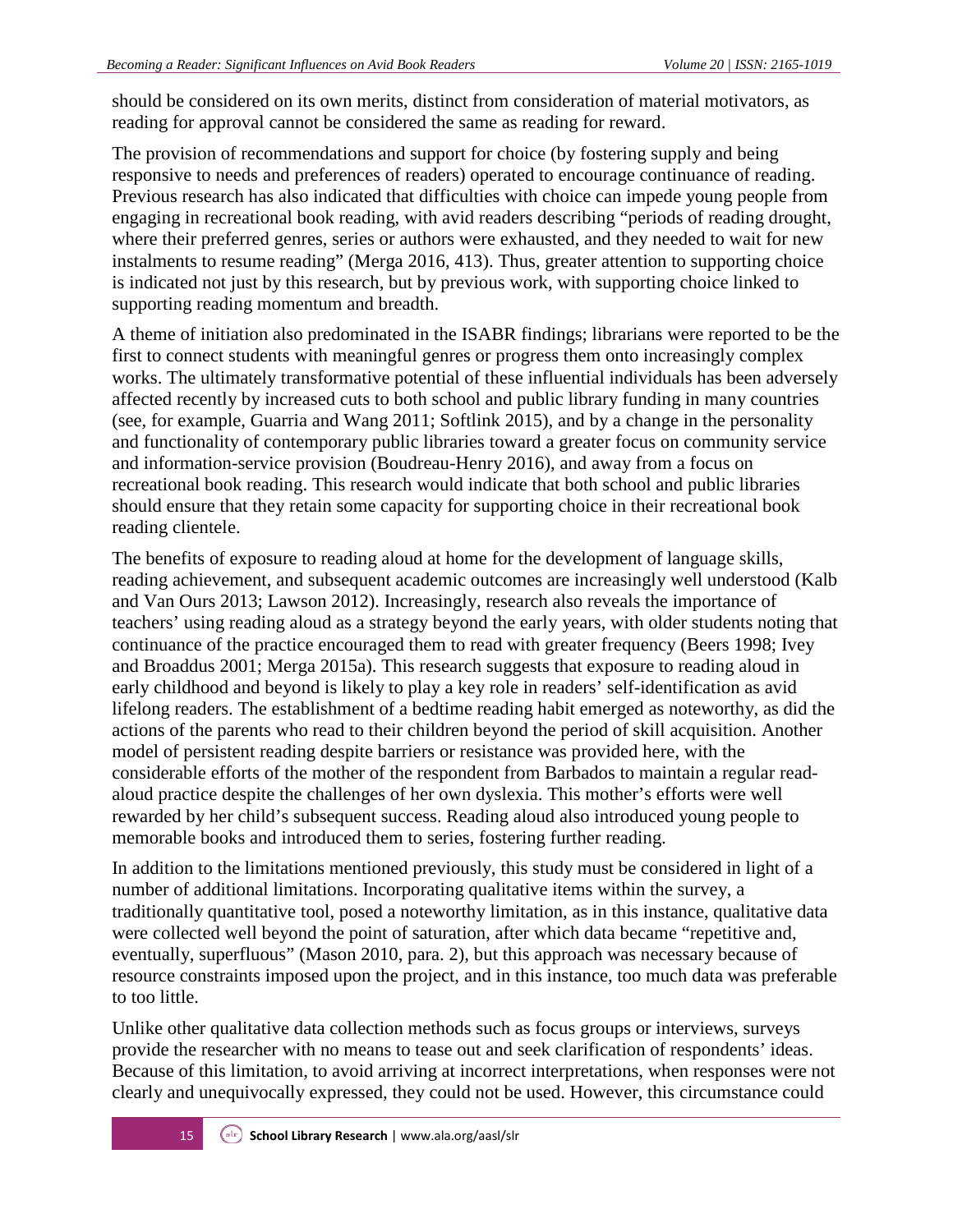should be considered on its own merits, distinct from consideration of material motivators, as reading for approval cannot be considered the same as reading for reward.

The provision of recommendations and support for choice (by fostering supply and being responsive to needs and preferences of readers) operated to encourage continuance of reading. Previous research has also indicated that difficulties with choice can impede young people from engaging in recreational book reading, with avid readers describing "periods of reading drought, where their preferred genres, series or authors were exhausted, and they needed to wait for new instalments to resume reading" (Merga 2016, 413). Thus, greater attention to supporting choice is indicated not just by this research, but by previous work, with supporting choice linked to supporting reading momentum and breadth.

A theme of initiation also predominated in the ISABR findings; librarians were reported to be the first to connect students with meaningful genres or progress them onto increasingly complex works. The ultimately transformative potential of these influential individuals has been adversely affected recently by increased cuts to both school and public library funding in many countries (see, for example, Guarria and Wang 2011; Softlink 2015), and by a change in the personality and functionality of contemporary public libraries toward a greater focus on community service and information-service provision (Boudreau-Henry 2016), and away from a focus on recreational book reading. This research would indicate that both school and public libraries should ensure that they retain some capacity for supporting choice in their recreational book reading clientele.

The benefits of exposure to reading aloud at home for the development of language skills, reading achievement, and subsequent academic outcomes are increasingly well understood (Kalb and Van Ours 2013; Lawson 2012). Increasingly, research also reveals the importance of teachers' using reading aloud as a strategy beyond the early years, with older students noting that continuance of the practice encouraged them to read with greater frequency (Beers 1998; Ivey and Broaddus 2001; Merga 2015a). This research suggests that exposure to reading aloud in early childhood and beyond is likely to play a key role in readers' self-identification as avid lifelong readers. The establishment of a bedtime reading habit emerged as noteworthy, as did the actions of the parents who read to their children beyond the period of skill acquisition. Another model of persistent reading despite barriers or resistance was provided here, with the considerable efforts of the mother of the respondent from Barbados to maintain a regular read-aloud practice despite the challenges of her own dyslexia. This mother's efforts were well rewarded by her child's subsequent success. Reading aloud also introduced young people to memorable books and introduced them to series, fostering further reading.

In addition to the limitations mentioned previously, this study must be considered in light of a number of additional limitations. Incorporating qualitative items within the survey, a traditionally quantitative tool, posed a noteworthy limitation, as in this instance, qualitative data were collected well beyond the point of saturation, after which data became "repetitive and, eventually, superfluous" (Mason 2010, para. 2), but this approach was necessary because of resource constraints imposed upon the project, and in this instance, too much data was preferable to too little.

Unlike other qualitative data collection methods such as focus groups or interviews, surveys provide the researcher with no means to tease out and seek clarification of respondents' ideas. Because of this limitation, to avoid arriving at incorrect interpretations, when responses were not clearly and unequivocally expressed, they could not be used. However, this circumstance could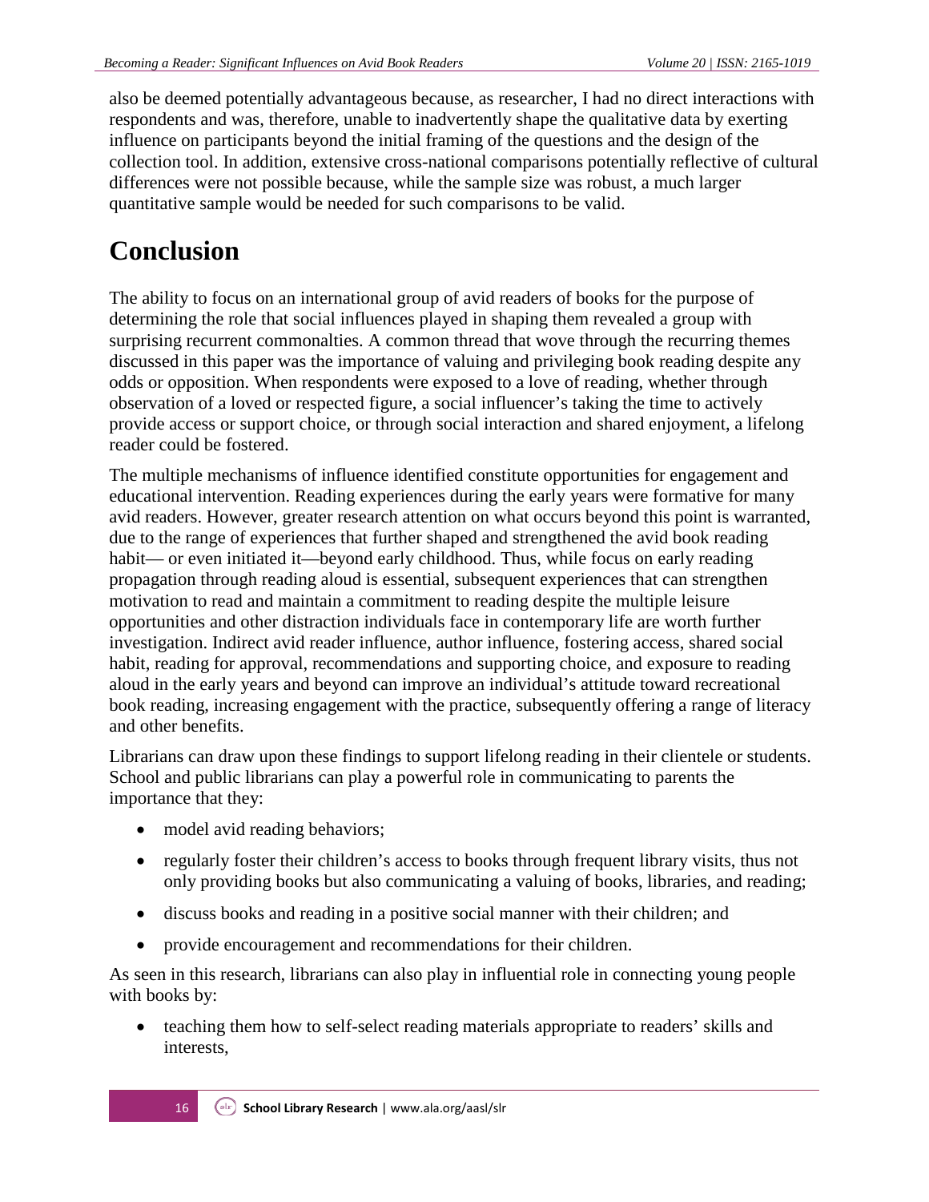also be deemed potentially advantageous because, as researcher, I had no direct interactions with respondents and was, therefore, unable to inadvertently shape the qualitative data by exerting influence on participants beyond the initial framing of the questions and the design of the collection tool. In addition, extensive cross-national comparisons potentially reflective of cultural differences were not possible because, while the sample size was robust, a much larger quantitative sample would be needed for such comparisons to be valid.

# Conclusion

The ability to focus on an international group of avid readers of books for the purpose of determining the role that social influences played in shaping them revealed a group with surprising recurrent commonalties. A common thread that wove through the recurring themes discussed in this paper was the importance of valuing and privileging book reading despite any odds or opposition. When respondents were exposed to a love of reading, whether through observation of a loved or respected figure, a social influencer's taking the time to actively provide access or support choice, or through social interaction and shared enjoyment, a lifelong reader could be fostered.

The multiple mechanisms of influence identified constitute opportunities for engagement and educational intervention. Reading experiences during the early years were formative for many avid readers. However, greater research attention on what occurs beyond this point is warranted, due to the range of experiences that further shaped and strengthened the avid book reading habit— or even initiated it—beyond early childhood. Thus, while focus on early reading propagation through reading aloud is essential, subsequent experiences that can strengthen motivation to read and maintain a commitment to reading despite the multiple leisure opportunities and other distraction individuals face in contemporary life are worth further investigation. Indirect avid reader influence, author influence, fostering access, shared social habit, reading for approval, recommendations and supporting choice, and exposure to reading aloud in the early years and beyond can improve an individual's attitude toward recreational book reading, increasing engagement with the practice, subsequently offering a range of literacy and other benefits.

Librarians can draw upon these findings to support lifelong reading in their clientele or students. School and public librarians can play a powerful role in communicating to parents the importance that they:

- model avid reading behaviors;
- regularly foster their children's access to books through frequent library visits, thus not only providing books but also communicating a valuing of books, libraries, and reading;
- discuss books and reading in a positive social manner with their children; and
- provide encouragement and recommendations for their children.

As seen in this research, librarians can also play in influential role in connecting young people with books by:

- teaching them how to self-select reading materials appropriate to readers' skills and interests,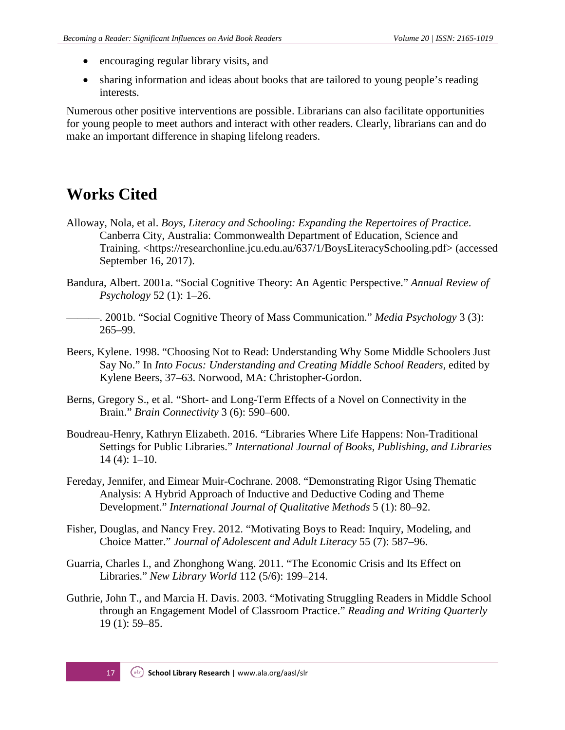- encouraging regular library visits, and
- sharing information and ideas about books that are tailored to young people's reading interests.

Numerous other positive interventions are possible. Librarians can also facilitate opportunities for young people to meet authors and interact with other readers. Clearly, librarians can and do make an important difference in shaping lifelong readers.

# Works Cited

Alloway, Nola, et al. *Boys, Literacy and Schooling: Expanding the Repertoires of Practice*. Canberra City, Australia: Commonwealth Department of Education, Science and Training. <https://researchonline.jcu.edu.au/637/1/BoysLiteracySchooling.pdf> (accessed September 16, 2017).

Bandura, Albert. 2001a. "Social Cognitive Theory: An Agentic Perspective." *Annual Review of Psychology* 52 (1): 1–26.

———. 2001b. "Social Cognitive Theory of Mass Communication." *Media Psychology* 3 (3): 265–99.

Beers, Kylene. 1998. "Choosing Not to Read: Understanding Why Some Middle Schoolers Just Say No." In *Into Focus: Understanding and Creating Middle School Readers*, edited by Kylene Beers, 37–63. Norwood, MA: Christopher-Gordon.

Berns, Gregory S., et al. "Short- and Long-Term Effects of a Novel on Connectivity in the Brain." *Brain Connectivity* 3 (6): 590–600.

Boudreau-Henry, Kathryn Elizabeth. 2016. "Libraries Where Life Happens: Non-Traditional Settings for Public Libraries." *International Journal of Books, Publishing, and Libraries* 14 (4): 1–10.

Fereday, Jennifer, and Eimear Muir-Cochrane. 2008. "Demonstrating Rigor Using Thematic Analysis: A Hybrid Approach of Inductive and Deductive Coding and Theme Development." *International Journal of Qualitative Methods* 5 (1): 80–92.

Fisher, Douglas, and Nancy Frey. 2012. "Motivating Boys to Read: Inquiry, Modeling, and Choice Matter." *Journal of Adolescent and Adult Literacy* 55 (7): 587–96.

Guarria, Charles I., and Zhonghong Wang. 2011. "The Economic Crisis and Its Effect on Libraries." *New Library World* 112 (5/6): 199–214.

Guthrie, John T., and Marcia H. Davis. 2003. "Motivating Struggling Readers in Middle School through an Engagement Model of Classroom Practice." *Reading and Writing Quarterly* 19 (1): 59–85.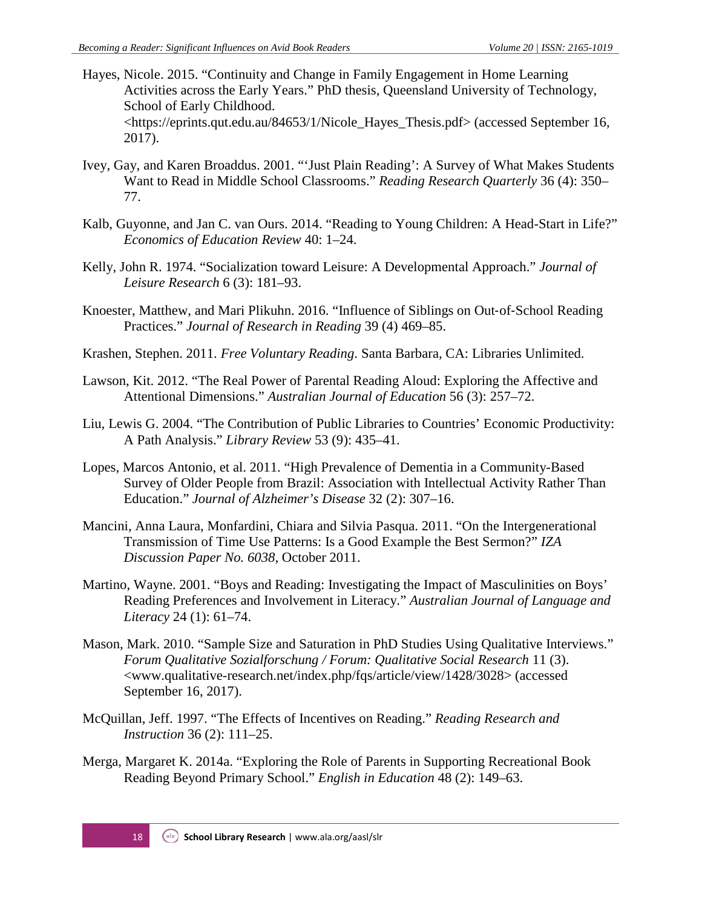Hayes, Nicole. 2015. "Continuity and Change in Family Engagement in Home Learning Activities across the Early Years." PhD thesis, Queensland University of Technology, School of Early Childhood. <https://eprints.qut.edu.au/84653/1/Nicole_Hayes_Thesis.pdf> (accessed September 16, 2017).

Ivey, Gay, and Karen Broaddus. 2001. "'Just Plain Reading': A Survey of What Makes Students Want to Read in Middle School Classrooms." *Reading Research Quarterly* 36 (4): 350–77.

Kalb, Guyonne, and Jan C. van Ours. 2014. "Reading to Young Children: A Head-Start in Life?" *Economics of Education Review* 40: 1–24.

Kelly, John R. 1974. "Socialization toward Leisure: A Developmental Approach." *Journal of Leisure Research* 6 (3): 181–93.

Knoester, Matthew, and Mari Plikuhn. 2016. "Influence of Siblings on Out-of-School Reading Practices." *Journal of Research in Reading* 39 (4) 469–85.

Krashen, Stephen. 2011. *Free Voluntary Reading.* Santa Barbara, CA: Libraries Unlimited.

Lawson, Kit. 2012. "The Real Power of Parental Reading Aloud: Exploring the Affective and Attentional Dimensions." *Australian Journal of Education* 56 (3): 257–72.

Liu, Lewis G. 2004. "The Contribution of Public Libraries to Countries' Economic Productivity: A Path Analysis." *Library Review* 53 (9): 435–41.

Lopes, Marcos Antonio, et al. 2011. "High Prevalence of Dementia in a Community-Based Survey of Older People from Brazil: Association with Intellectual Activity Rather Than Education." *Journal of Alzheimer's Disease* 32 (2): 307–16.

Mancini, Anna Laura, Monfardini, Chiara and Silvia Pasqua. 2011. "On the Intergenerational Transmission of Time Use Patterns: Is a Good Example the Best Sermon?" *IZA Discussion Paper No. 6038*, October 2011.

Martino, Wayne. 2001. "Boys and Reading: Investigating the Impact of Masculinities on Boys' Reading Preferences and Involvement in Literacy." *Australian Journal of Language and Literacy* 24 (1): 61–74.

Mason, Mark. 2010. "Sample Size and Saturation in PhD Studies Using Qualitative Interviews." *Forum Qualitative Sozialforschung / Forum: Qualitative Social Research* 11 (3). <www.qualitative-research.net/index.php/fqs/article/view/1428/3028> (accessed September 16, 2017).

McQuillan, Jeff. 1997. "The Effects of Incentives on Reading." *Reading Research and Instruction* 36 (2): 111–25.

Merga, Margaret K. 2014a. "Exploring the Role of Parents in Supporting Recreational Book Reading Beyond Primary School." *English in Education* 48 (2): 149–63.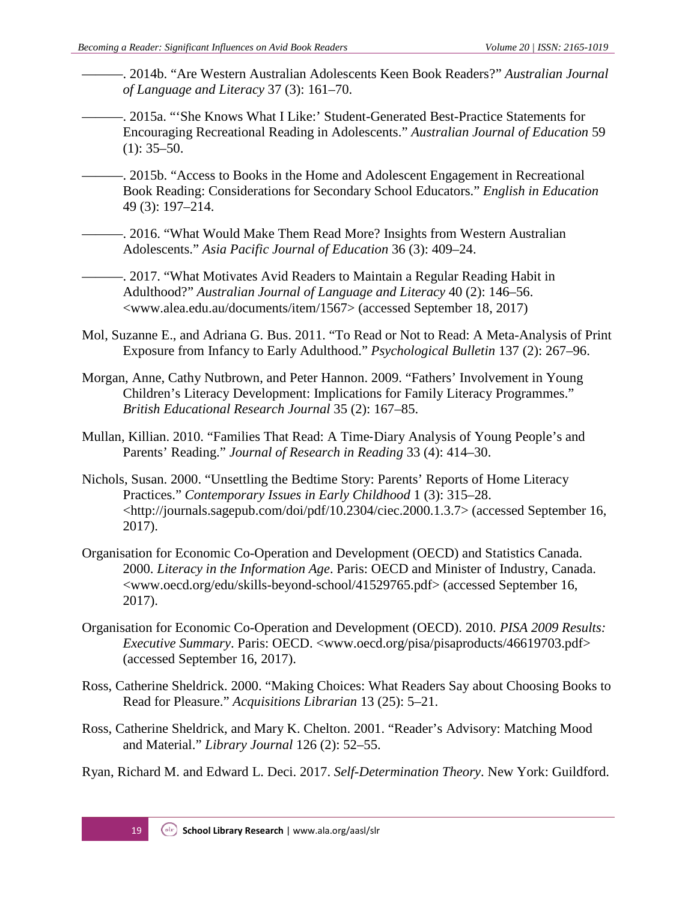———. 2014b. "Are Western Australian Adolescents Keen Book Readers?" *Australian Journal of Language and Literacy* 37 (3): 161–70.

———. 2015a. "'She Knows What I Like:' Student-Generated Best-Practice Statements for Encouraging Recreational Reading in Adolescents." *Australian Journal of Education* 59 (1): 35–50.

———. 2015b. "Access to Books in the Home and Adolescent Engagement in Recreational Book Reading: Considerations for Secondary School Educators." *English in Education* 49 (3): 197–214.

———. 2016. "What Would Make Them Read More? Insights from Western Australian Adolescents." *Asia Pacific Journal of Education* 36 (3): 409–24.

———. 2017. "What Motivates Avid Readers to Maintain a Regular Reading Habit in Adulthood?" *Australian Journal of Language and Literacy* 40 (2): 146–56. <www.alea.edu.au/documents/item/1567> (accessed September 18, 2017)

Mol, Suzanne E., and Adriana G. Bus. 2011. "To Read or Not to Read: A Meta-Analysis of Print Exposure from Infancy to Early Adulthood." *Psychological Bulletin* 137 (2): 267–96.

Morgan, Anne, Cathy Nutbrown, and Peter Hannon. 2009. "Fathers' Involvement in Young Children's Literacy Development: Implications for Family Literacy Programmes." *British Educational Research Journal* 35 (2): 167–85.

Mullan, Killian. 2010. "Families That Read: A Time-Diary Analysis of Young People's and Parents' Reading." *Journal of Research in Reading* 33 (4): 414–30.

Nichols, Susan. 2000. "Unsettling the Bedtime Story: Parents' Reports of Home Literacy Practices." *Contemporary Issues in Early Childhood* 1 (3): 315–28. <http://journals.sagepub.com/doi/pdf/10.2304/ciec.2000.1.3.7> (accessed September 16, 2017).

Organisation for Economic Co-Operation and Development (OECD) and Statistics Canada. 2000. *Literacy in the Information Age*. Paris: OECD and Minister of Industry, Canada. <www.oecd.org/edu/skills-beyond-school/41529765.pdf> (accessed September 16, 2017).

Organisation for Economic Co-Operation and Development (OECD). 2010. *PISA 2009 Results: Executive Summary*. Paris: OECD. <www.oecd.org/pisa/pisaproducts/46619703.pdf> (accessed September 16, 2017).

Ross, Catherine Sheldrick. 2000. "Making Choices: What Readers Say about Choosing Books to Read for Pleasure." *Acquisitions Librarian* 13 (25): 5–21.

Ross, Catherine Sheldrick, and Mary K. Chelton. 2001. "Reader's Advisory: Matching Mood and Material." *Library Journal* 126 (2): 52–55.

Ryan, Richard M. and Edward L. Deci. 2017. *Self-Determination Theory*. New York: Guildford.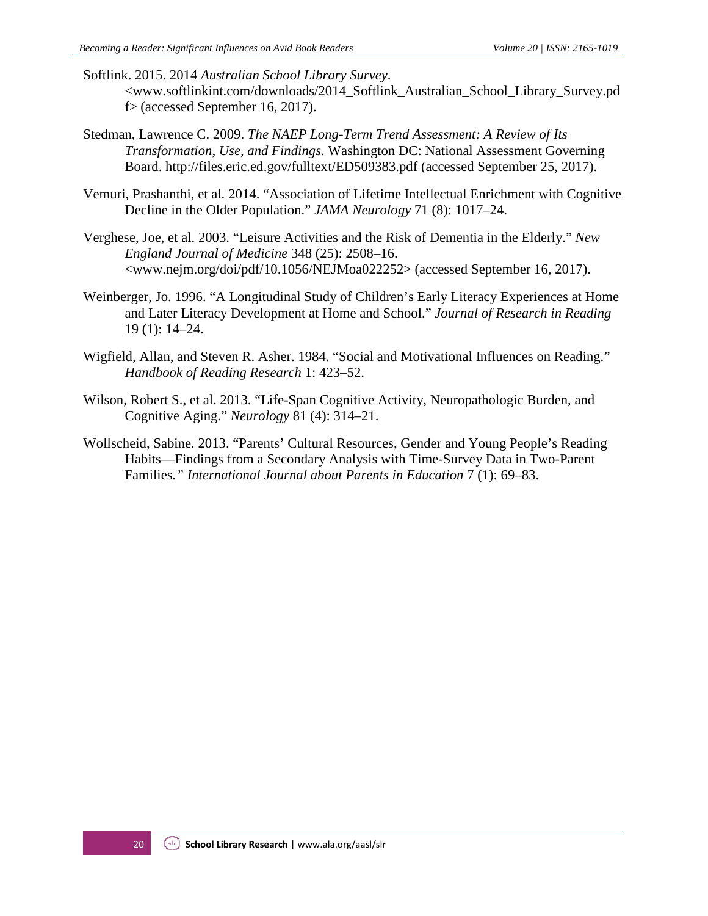Softlink. 2015. 2014 *Australian School Library Survey*. <www.softlinkint.com/downloads/2014_Softlink_Australian_School_Library_Survey.pdf> (accessed September 16, 2017).

Stedman, Lawrence C. 2009. *The NAEP Long-Term Trend Assessment: A Review of Its Transformation, Use, and Findings*. Washington DC: National Assessment Governing Board. http://files.eric.ed.gov/fulltext/ED509383.pdf (accessed September 25, 2017).

Vemuri, Prashanthi, et al. 2014. "Association of Lifetime Intellectual Enrichment with Cognitive Decline in the Older Population." *JAMA Neurology* 71 (8): 1017–24.

Verghese, Joe, et al. 2003. "Leisure Activities and the Risk of Dementia in the Elderly." *New England Journal of Medicine* 348 (25): 2508–16. <www.nejm.org/doi/pdf/10.1056/NEJMoa022252> (accessed September 16, 2017).

Weinberger, Jo. 1996. "A Longitudinal Study of Children's Early Literacy Experiences at Home and Later Literacy Development at Home and School." *Journal of Research in Reading* 19 (1): 14–24.

Wigfield, Allan, and Steven R. Asher. 1984. "Social and Motivational Influences on Reading." *Handbook of Reading Research* 1: 423–52.

Wilson, Robert S., et al. 2013. "Life-Span Cognitive Activity, Neuropathologic Burden, and Cognitive Aging." *Neurology* 81 (4): 314–21.

Wollscheid, Sabine. 2013. "Parents' Cultural Resources, Gender and Young People's Reading Habits—Findings from a Secondary Analysis with Time-Survey Data in Two-Parent Families*." International Journal about Parents in Education* 7 (1): 69–83.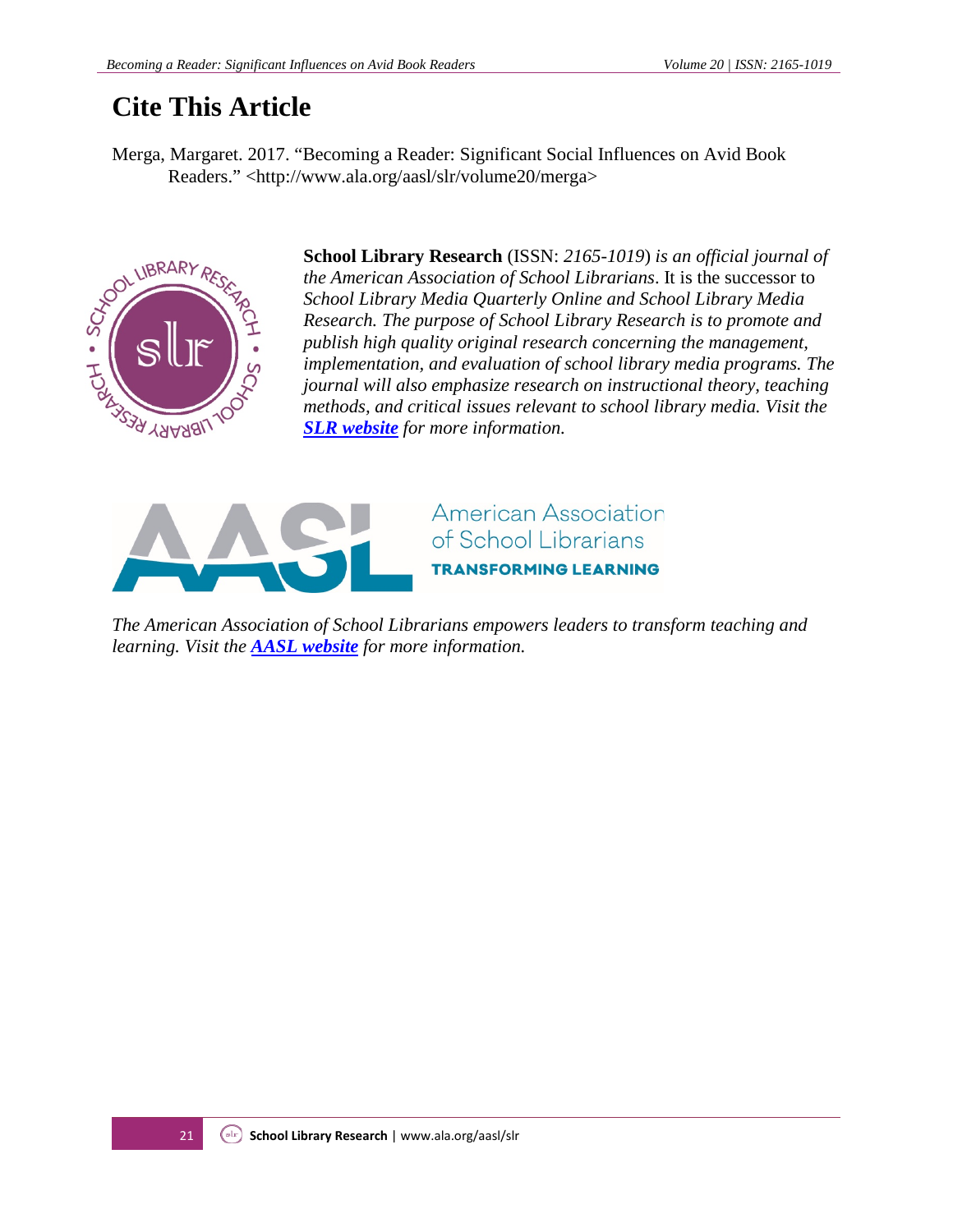# Cite This Article

Merga, Margaret. 2017. "Becoming a Reader: Significant Social Influences on Avid Book Readers." <http://www.ala.org/aasl/slr/volume20/merga>

**School Library Research** (ISSN: *2165-1019*) *is an official journal of the American Association of School Librarians*. It is the successor to *School Library Media Quarterly Online and School Library Media Research. The purpose of School Library Research is to promote and publish high quality original research concerning the management, implementation, and evaluation of school library media programs. The journal will also emphasize research on instructional theory, teaching methods, and critical issues relevant to school library media. Visit the* ***SLR website*** *for more information.*

American Association of School Librarians
TRANSFORMING LEARNING

*The American Association of School Librarians empowers leaders to transform teaching and learning. Visit the* ***AASL website*** *for more information.*